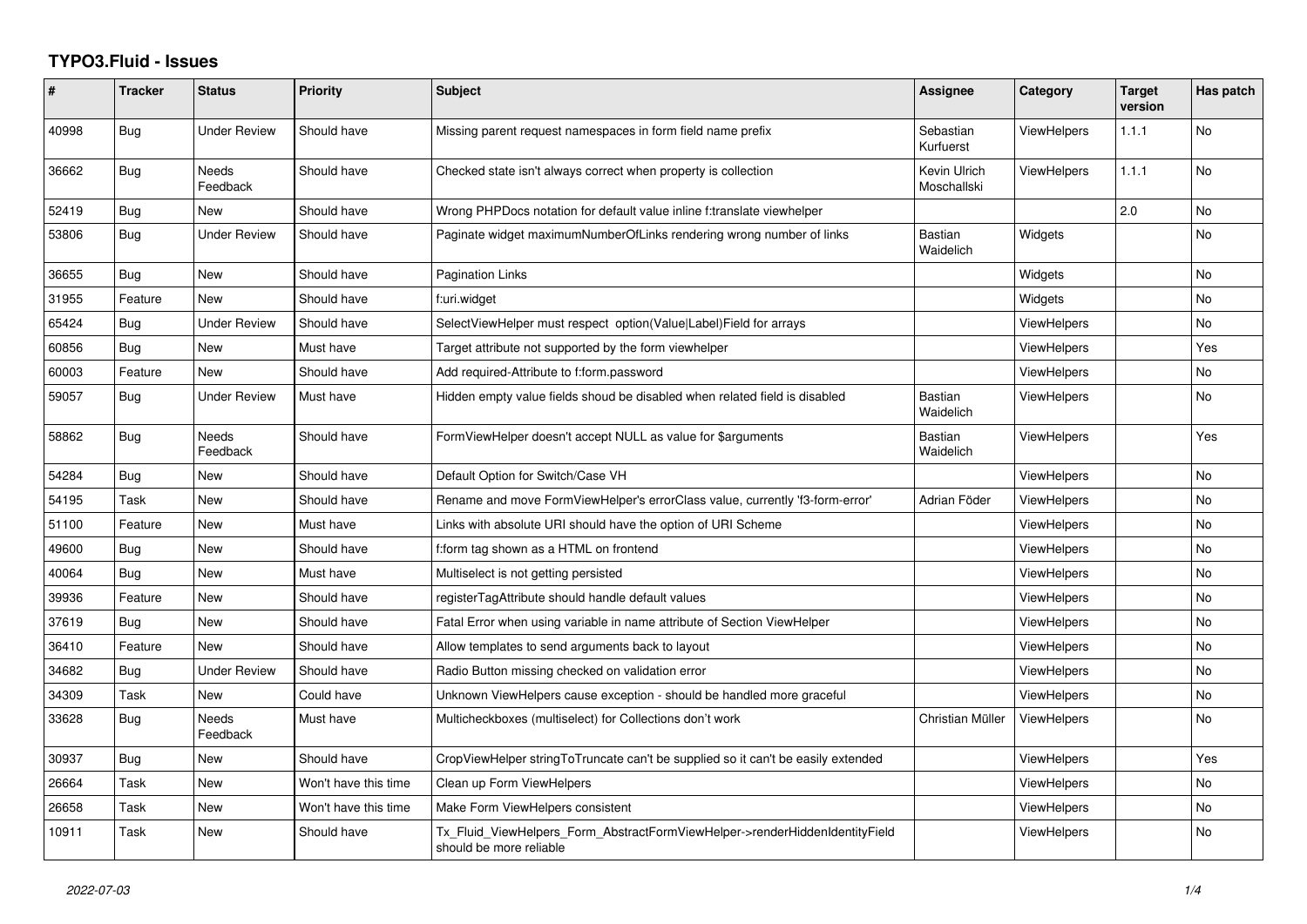# TYPO3.Fluid - Issues

| # | Tracker | Status | Priority | Subject | Assignee | Category | Target version | Has patch |
|---|---|---|---|---|---|---|---|---|
| 40998 | Bug | Under Review | Should have | Missing parent request namespaces in form field name prefix | Sebastian Kurfuerst | ViewHelpers | 1.1.1 | No |
| 36662 | Bug | Needs Feedback | Should have | Checked state isn't always correct when property is collection | Kevin Ulrich Moschallski | ViewHelpers | 1.1.1 | No |
| 52419 | Bug | New | Should have | Wrong PHPDocs notation for default value inline f:translate viewhelper | | | 2.0 | No |
| 53806 | Bug | Under Review | Should have | Paginate widget maximumNumberOfLinks rendering wrong number of links | Bastian Waidelich | Widgets | | No |
| 36655 | Bug | New | Should have | Pagination Links | | Widgets | | No |
| 31955 | Feature | New | Should have | f:uri.widget | | Widgets | | No |
| 65424 | Bug | Under Review | Should have | SelectViewHelper must respect option(Value\|Label)Field for arrays | | ViewHelpers | | No |
| 60856 | Bug | New | Must have | Target attribute not supported by the form viewhelper | | ViewHelpers | | Yes |
| 60003 | Feature | New | Should have | Add required-Attribute to f:form.password | | ViewHelpers | | No |
| 59057 | Bug | Under Review | Must have | Hidden empty value fields shoud be disabled when related field is disabled | Bastian Waidelich | ViewHelpers | | No |
| 58862 | Bug | Needs Feedback | Should have | FormViewHelper doesn't accept NULL as value for $arguments | Bastian Waidelich | ViewHelpers | | Yes |
| 54284 | Bug | New | Should have | Default Option for Switch/Case VH | | ViewHelpers | | No |
| 54195 | Task | New | Should have | Rename and move FormViewHelper's errorClass value, currently 'f3-form-error' | Adrian Föder | ViewHelpers | | No |
| 51100 | Feature | New | Must have | Links with absolute URI should have the option of URI Scheme | | ViewHelpers | | No |
| 49600 | Bug | New | Should have | f:form tag shown as a HTML on frontend | | ViewHelpers | | No |
| 40064 | Bug | New | Must have | Multiselect is not getting persisted | | ViewHelpers | | No |
| 39936 | Feature | New | Should have | registerTagAttribute should handle default values | | ViewHelpers | | No |
| 37619 | Bug | New | Should have | Fatal Error when using variable in name attribute of Section ViewHelper | | ViewHelpers | | No |
| 36410 | Feature | New | Should have | Allow templates to send arguments back to layout | | ViewHelpers | | No |
| 34682 | Bug | Under Review | Should have | Radio Button missing checked on validation error | | ViewHelpers | | No |
| 34309 | Task | New | Could have | Unknown ViewHelpers cause exception - should be handled more graceful | | ViewHelpers | | No |
| 33628 | Bug | Needs Feedback | Must have | Multicheckboxes (multiselect) for Collections don't work | Christian Müller | ViewHelpers | | No |
| 30937 | Bug | New | Should have | CropViewHelper stringToTruncate can't be supplied so it can't be easily extended | | ViewHelpers | | Yes |
| 26664 | Task | New | Won't have this time | Clean up Form ViewHelpers | | ViewHelpers | | No |
| 26658 | Task | New | Won't have this time | Make Form ViewHelpers consistent | | ViewHelpers | | No |
| 10911 | Task | New | Should have | Tx_Fluid_ViewHelpers_Form_AbstractFormViewHelper->renderHiddenIdentityField should be more reliable | | ViewHelpers | | No |

*2022-07-03*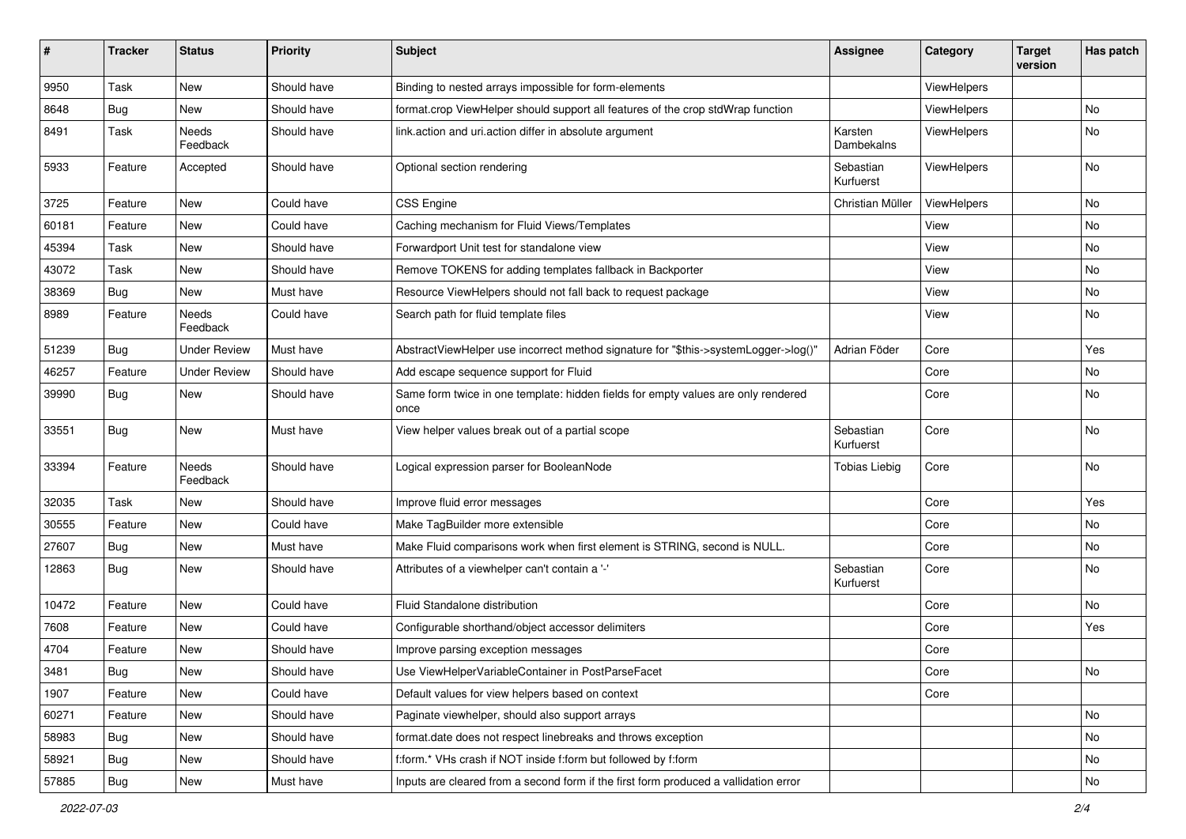| # | Tracker | Status | Priority | Subject | Assignee | Category | Target version | Has patch |
|---|---|---|---|---|---|---|---|---|
| 9950 | Task | New | Should have | Binding to nested arrays impossible for form-elements | | ViewHelpers | | |
| 8648 | Bug | New | Should have | format.crop ViewHelper should support all features of the crop stdWrap function | | ViewHelpers | | No |
| 8491 | Task | Needs Feedback | Should have | link.action and uri.action differ in absolute argument | Karsten Dambekalns | ViewHelpers | | No |
| 5933 | Feature | Accepted | Should have | Optional section rendering | Sebastian Kurfuerst | ViewHelpers | | No |
| 3725 | Feature | New | Could have | CSS Engine | Christian Müller | ViewHelpers | | No |
| 60181 | Feature | New | Could have | Caching mechanism for Fluid Views/Templates | | View | | No |
| 45394 | Task | New | Should have | Forwardport Unit test for standalone view | | View | | No |
| 43072 | Task | New | Should have | Remove TOKENS for adding templates fallback in Backporter | | View | | No |
| 38369 | Bug | New | Must have | Resource ViewHelpers should not fall back to request package | | View | | No |
| 8989 | Feature | Needs Feedback | Could have | Search path for fluid template files | | View | | No |
| 51239 | Bug | Under Review | Must have | AbstractViewHelper use incorrect method signature for "$this->systemLogger->log()" | Adrian Föder | Core | | Yes |
| 46257 | Feature | Under Review | Should have | Add escape sequence support for Fluid | | Core | | No |
| 39990 | Bug | New | Should have | Same form twice in one template: hidden fields for empty values are only rendered once | | Core | | No |
| 33551 | Bug | New | Must have | View helper values break out of a partial scope | Sebastian Kurfuerst | Core | | No |
| 33394 | Feature | Needs Feedback | Should have | Logical expression parser for BooleanNode | Tobias Liebig | Core | | No |
| 32035 | Task | New | Should have | Improve fluid error messages | | Core | | Yes |
| 30555 | Feature | New | Could have | Make TagBuilder more extensible | | Core | | No |
| 27607 | Bug | New | Must have | Make Fluid comparisons work when first element is STRING, second is NULL. | | Core | | No |
| 12863 | Bug | New | Should have | Attributes of a viewhelper can't contain a '-' | Sebastian Kurfuerst | Core | | No |
| 10472 | Feature | New | Could have | Fluid Standalone distribution | | Core | | No |
| 7608 | Feature | New | Could have | Configurable shorthand/object accessor delimiters | | Core | | Yes |
| 4704 | Feature | New | Should have | Improve parsing exception messages | | Core | | |
| 3481 | Bug | New | Should have | Use ViewHelperVariableContainer in PostParseFacet | | Core | | No |
| 1907 | Feature | New | Could have | Default values for view helpers based on context | | Core | | |
| 60271 | Feature | New | Should have | Paginate viewhelper, should also support arrays | | | | No |
| 58983 | Bug | New | Should have | format.date does not respect linebreaks and throws exception | | | | No |
| 58921 | Bug | New | Should have | f:form.* VHs crash if NOT inside f:form but followed by f:form | | | | No |
| 57885 | Bug | New | Must have | Inputs are cleared from a second form if the first form produced a vallidation error | | | | No |

*2022-07-03*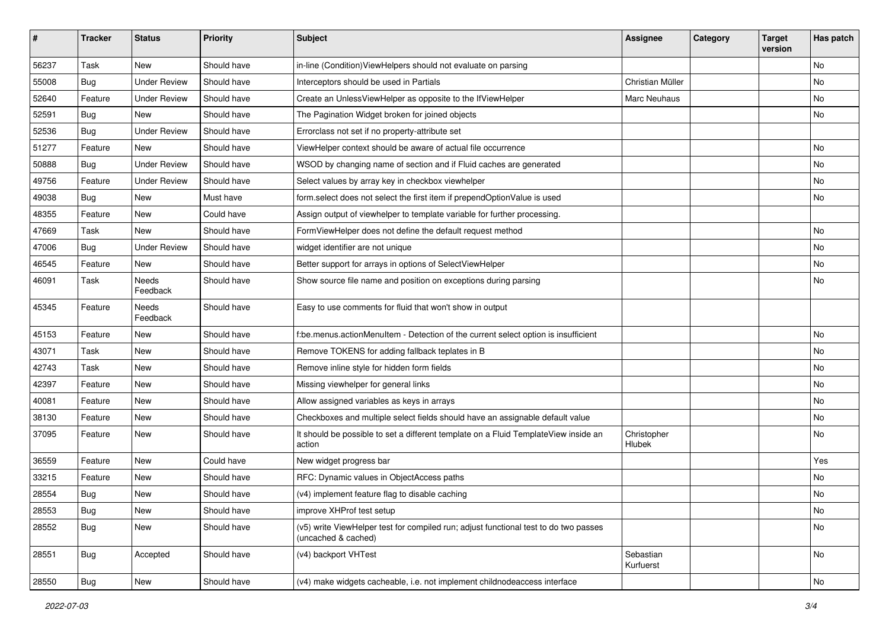| # | Tracker | Status | Priority | Subject | Assignee | Category | Target version | Has patch |
|---|---|---|---|---|---|---|---|---|
| 56237 | Task | New | Should have | in-line (Condition)ViewHelpers should not evaluate on parsing | | | | No |
| 55008 | Bug | Under Review | Should have | Interceptors should be used in Partials | Christian Müller | | | No |
| 52640 | Feature | Under Review | Should have | Create an UnlessViewHelper as opposite to the IfViewHelper | Marc Neuhaus | | | No |
| 52591 | Bug | New | Should have | The Pagination Widget broken for joined objects | | | | No |
| 52536 | Bug | Under Review | Should have | Errorclass not set if no property-attribute set | | | | |
| 51277 | Feature | New | Should have | ViewHelper context should be aware of actual file occurrence | | | | No |
| 50888 | Bug | Under Review | Should have | WSOD by changing name of section and if Fluid caches are generated | | | | No |
| 49756 | Feature | Under Review | Should have | Select values by array key in checkbox viewhelper | | | | No |
| 49038 | Bug | New | Must have | form.select does not select the first item if prependOptionValue is used | | | | No |
| 48355 | Feature | New | Could have | Assign output of viewhelper to template variable for further processing. | | | | |
| 47669 | Task | New | Should have | FormViewHelper does not define the default request method | | | | No |
| 47006 | Bug | Under Review | Should have | widget identifier are not unique | | | | No |
| 46545 | Feature | New | Should have | Better support for arrays in options of SelectViewHelper | | | | No |
| 46091 | Task | Needs Feedback | Should have | Show source file name and position on exceptions during parsing | | | | No |
| 45345 | Feature | Needs Feedback | Should have | Easy to use comments for fluid that won't show in output | | | | |
| 45153 | Feature | New | Should have | f:be.menus.actionMenuItem - Detection of the current select option is insufficient | | | | No |
| 43071 | Task | New | Should have | Remove TOKENS for adding fallback teplates in B | | | | No |
| 42743 | Task | New | Should have | Remove inline style for hidden form fields | | | | No |
| 42397 | Feature | New | Should have | Missing viewhelper for general links | | | | No |
| 40081 | Feature | New | Should have | Allow assigned variables as keys in arrays | | | | No |
| 38130 | Feature | New | Should have | Checkboxes and multiple select fields should have an assignable default value | | | | No |
| 37095 | Feature | New | Should have | It should be possible to set a different template on a Fluid TemplateView inside an action | Christopher Hlubek | | | No |
| 36559 | Feature | New | Could have | New widget progress bar | | | | Yes |
| 33215 | Feature | New | Should have | RFC: Dynamic values in ObjectAccess paths | | | | No |
| 28554 | Bug | New | Should have | (v4) implement feature flag to disable caching | | | | No |
| 28553 | Bug | New | Should have | improve XHProf test setup | | | | No |
| 28552 | Bug | New | Should have | (v5) write ViewHelper test for compiled run; adjust functional test to do two passes (uncached & cached) | | | | No |
| 28551 | Bug | Accepted | Should have | (v4) backport VHTest | Sebastian Kurfuerst | | | No |
| 28550 | Bug | New | Should have | (v4) make widgets cacheable, i.e. not implement childnodeaccess interface | | | | No |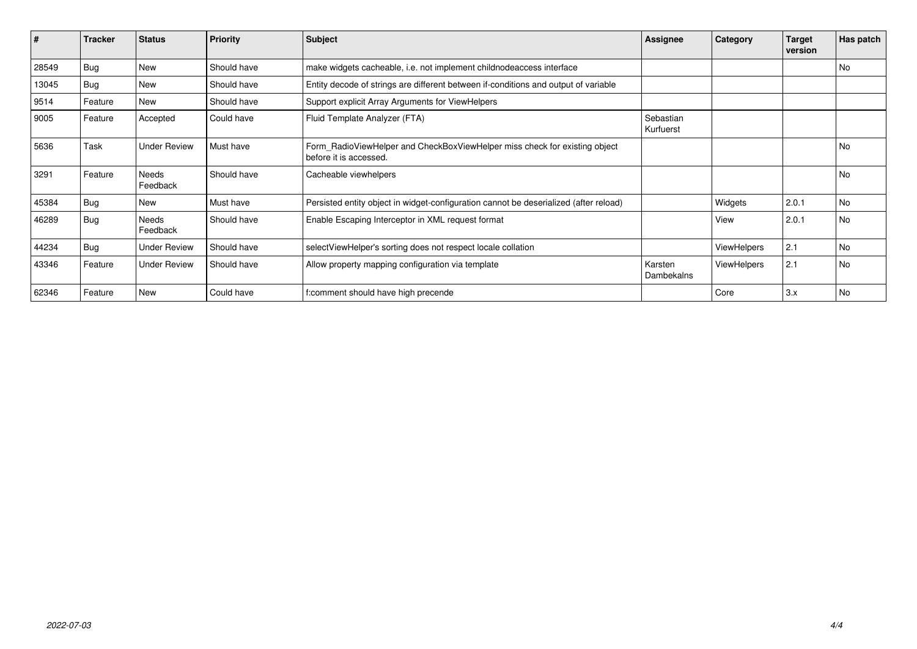| # | Tracker | Status | Priority | Subject | Assignee | Category | Target version | Has patch |
|---|---|---|---|---|---|---|---|---|
| 28549 | Bug | New | Should have | make widgets cacheable, i.e. not implement childnodeaccess interface | | | | No |
| 13045 | Bug | New | Should have | Entity decode of strings are different between if-conditions and output of variable | | | | |
| 9514 | Feature | New | Should have | Support explicit Array Arguments for ViewHelpers | | | | |
| 9005 | Feature | Accepted | Could have | Fluid Template Analyzer (FTA) | Sebastian Kurfuerst | | | |
| 5636 | Task | Under Review | Must have | Form_RadioViewHelper and CheckBoxViewHelper miss check for existing object before it is accessed. | | | | No |
| 3291 | Feature | Needs Feedback | Should have | Cacheable viewhelpers | | | | No |
| 45384 | Bug | New | Must have | Persisted entity object in widget-configuration cannot be deserialized (after reload) | | Widgets | 2.0.1 | No |
| 46289 | Bug | Needs Feedback | Should have | Enable Escaping Interceptor in XML request format | | View | 2.0.1 | No |
| 44234 | Bug | Under Review | Should have | selectViewHelper's sorting does not respect locale collation | | ViewHelpers | 2.1 | No |
| 43346 | Feature | Under Review | Should have | Allow property mapping configuration via template | Karsten Dambekalns | ViewHelpers | 2.1 | No |
| 62346 | Feature | New | Could have | f:comment should have high precende | | Core | 3.x | No |